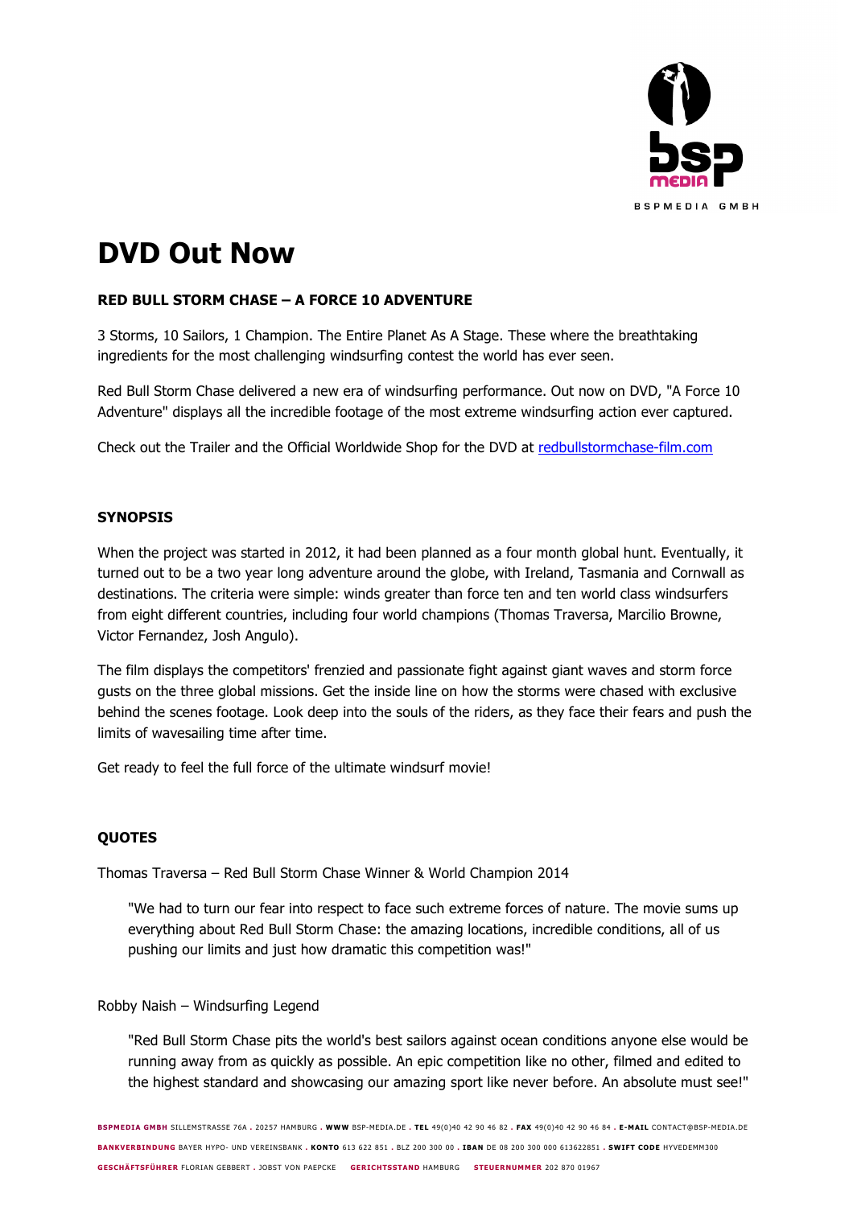# DVD Out Now

**RED BULL STORM CHASE – A FORCE 10 ADVENTURE**

3 Storms, 10 Sailors, 1 Champion. The Entire Planet As A Stage. These where the breathtaking ingredients for the most challenging windsurfing contest the world has ever seen.

Red Bull Storm Chase delivered a new era of windsurfing performance. Out now on DVD, "A Force 10 Adventure" displays all the incredible footage of the most extreme windsurfing action ever captured.

Check out the Trailer and the Official Worldwide Shop for the DVD at redbullstormchase-film.com

## SYNOPSIS

When the project was started in 2012, it had been planned as a four month global hunt. Eventually, it turned out to be a two year long adventure around the globe, with Ireland, Tasmania and Cornwall as destinations. The criteria were simple: winds greater than force ten and ten world class windsurfers from eight different countries, including four world champions (Thomas Traversa, Marcilio Browne, Victor Fernandez, Josh Angulo).

The film displays the competitors' frenzied and passionate fight against giant waves and storm force gusts on the three global missions. Get the inside line on how the storms were chased with exclusive behind the scenes footage. Look deep into the souls of the riders, as they face their fears and push the limits of wavesailing time after time.

Get ready to feel the full force of the ultimate windsurf movie!

## QUOTES

Thomas Traversa – Red Bull Storm Chase Winner & World Champion 2014

> "We had to turn our fear into respect to face such extreme forces of nature. The movie sums up everything about Red Bull Storm Chase: the amazing locations, incredible conditions, all of us pushing our limits and just how dramatic this competition was!"

Robby Naish – Windsurfing Legend

> "Red Bull Storm Chase pits the world's best sailors against ocean conditions anyone else would be running away from as quickly as possible. An epic competition like no other, filmed and edited to the highest standard and showcasing our amazing sport like never before. An absolute must see!"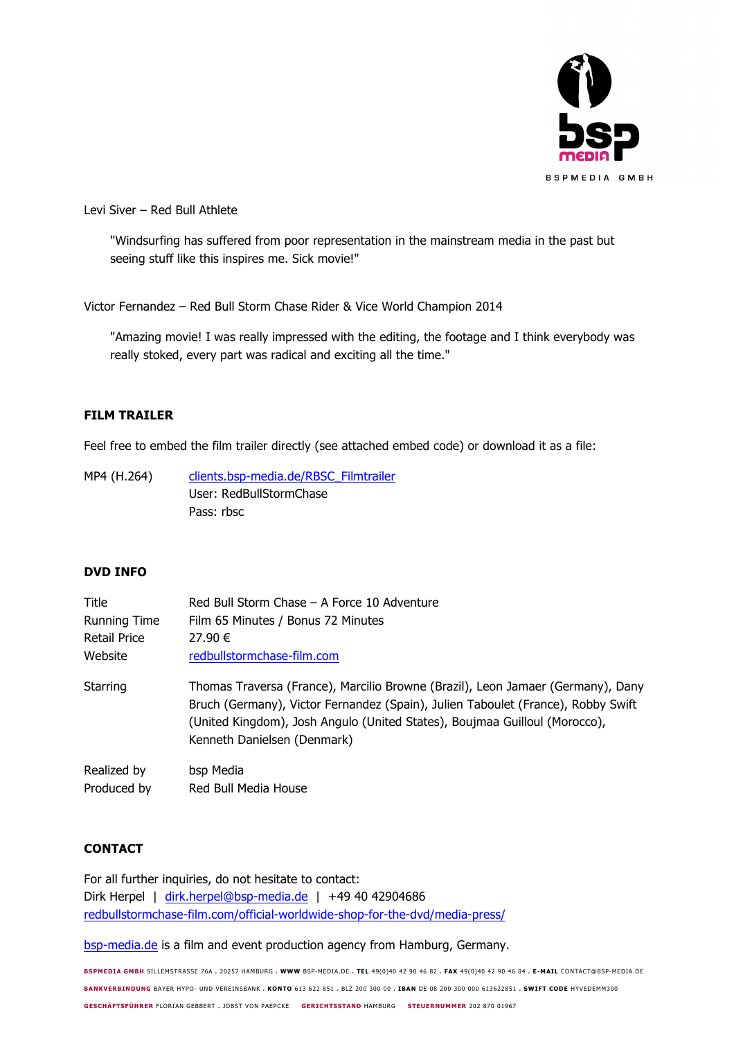Levi Siver – Red Bull Athlete

> "Windsurfing has suffered from poor representation in the mainstream media in the past but seeing stuff like this inspires me. Sick movie!"

Victor Fernandez – Red Bull Storm Chase Rider & Vice World Champion 2014

> "Amazing movie! I was really impressed with the editing, the footage and I think everybody was really stoked, every part was radical and exciting all the time."

**FILM TRAILER**

Feel free to embed the film trailer directly (see attached embed code) or download it as a file:

| | |
|---|---|
| MP4 (H.264) | clients.bsp-media.de/RBSC_Filmtrailer<br>User: RedBullStormChase<br>Pass: rbsc |

**DVD INFO**

| | |
|---|---|
| Title | Red Bull Storm Chase – A Force 10 Adventure |
| Running Time | Film 65 Minutes / Bonus 72 Minutes |
| Retail Price | 27.90 € |
| Website | redbullstormchase-film.com |
| Starring | Thomas Traversa (France), Marcilio Browne (Brazil), Leon Jamaer (Germany), Dany Bruch (Germany), Victor Fernandez (Spain), Julien Taboulet (France), Robby Swift (United Kingdom), Josh Angulo (United States), Boujmaa Guilloul (Morocco), Kenneth Danielsen (Denmark) |
| Realized by | bsp Media |
| Produced by | Red Bull Media House |

**CONTACT**

For all further inquiries, do not hesitate to contact:
Dirk Herpel | dirk.herpel@bsp-media.de | +49 40 42904686
redbullstormchase-film.com/official-worldwide-shop-for-the-dvd/media-press/

bsp-media.de is a film and event production agency from Hamburg, Germany.

**BSPMEDIA GMBH** SILLEMSTRASSE 76A . 20257 HAMBURG . **WWW** BSP-MEDIA.DE . **TEL** 49(0)40 42 90 46 82 . **FAX** 49(0)40 42 90 46 84 . **E-MAIL** CONTACT@BSP-MEDIA.DE
**BANKVERBINDUNG** BAYER HYPO- UND VEREINSBANK . **KONTO** 613 622 851 . **BLZ** 200 300 00 . **IBAN** DE 08 200 300 000 613622851 . **SWIFT CODE** HYVEDEMM300
**GESCHÄFTSFÜHRER** FLORIAN GEBBERT . JOBST VON PAEPCKE **GERICHTSSTAND** HAMBURG **STEUERNUMMER** 202 870 01967